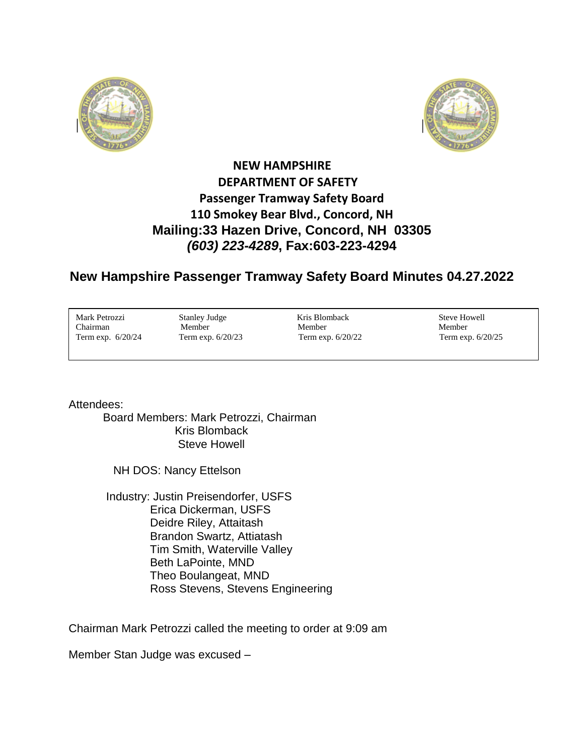**NEW HAMPSHIRE**
**DEPARTMENT OF SAFETY**
**Passenger Tramway Safety Board**
**110 Smokey Bear Blvd., Concord, NH**
**Mailing:33 Hazen Drive, Concord, NH 03305**
***(603) 223-4289*, Fax:603-223-4294**

## New Hampshire Passenger Tramway Safety Board Minutes 04.27.2022

| Mark Petrozzi | Stanley Judge | Kris Blomback | Steve Howell |
|---|---|---|---|
| Chairman | Member | Member | Member |
| Term exp. 6/20/24 | Term exp. 6/20/23 | Term exp. 6/20/22 | Term exp. 6/20/25 |

Attendees:

Board Members: Mark Petrozzi, Chairman
Kris Blomback
Steve Howell

NH DOS: Nancy Ettelson

Industry: Justin Preisendorfer, USFS
Erica Dickerman, USFS
Deidre Riley, Attaitash
Brandon Swartz, Attiatash
Tim Smith, Waterville Valley
Beth LaPointe, MND
Theo Boulangeat, MND
Ross Stevens, Stevens Engineering

Chairman Mark Petrozzi called the meeting to order at 9:09 am

Member Stan Judge was excused –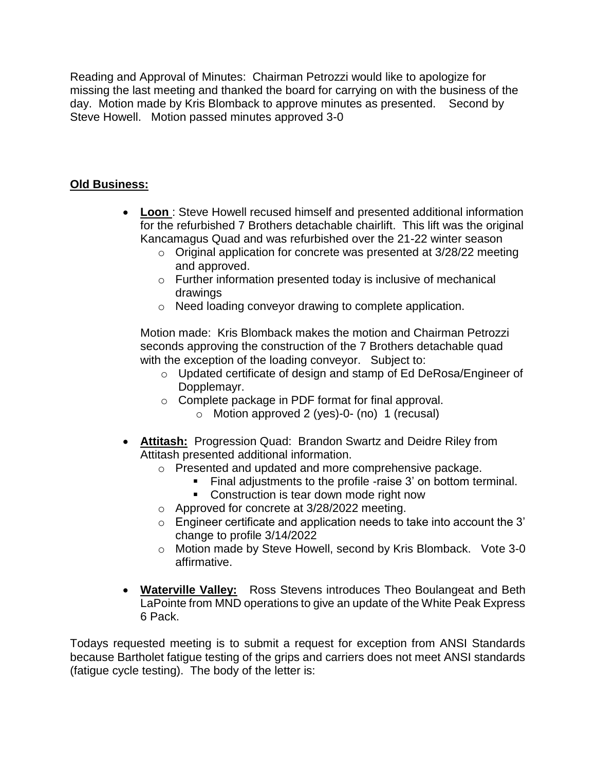Reading and Approval of Minutes: Chairman Petrozzi would like to apologize for missing the last meeting and thanked the board for carrying on with the business of the day. Motion made by Kris Blomback to approve minutes as presented. Second by Steve Howell. Motion passed minutes approved 3-0

**Old Business:**

- **Loon** : Steve Howell recused himself and presented additional information for the refurbished 7 Brothers detachable chairlift. This lift was the original Kancamagus Quad and was refurbished over the 21-22 winter season
  - Original application for concrete was presented at 3/28/22 meeting and approved.
  - Further information presented today is inclusive of mechanical drawings
  - Need loading conveyor drawing to complete application.

  Motion made: Kris Blomback makes the motion and Chairman Petrozzi seconds approving the construction of the 7 Brothers detachable quad with the exception of the loading conveyor. Subject to:
  - Updated certificate of design and stamp of Ed DeRosa/Engineer of Dopplemayr.
  - Complete package in PDF format for final approval.
    - Motion approved 2 (yes)-0- (no) 1 (recusal)

- **Attitash:** Progression Quad: Brandon Swartz and Deidre Riley from Attitash presented additional information.
  - Presented and updated and more comprehensive package.
    - Final adjustments to the profile -raise 3' on bottom terminal.
    - Construction is tear down mode right now
  - Approved for concrete at 3/28/2022 meeting.
  - Engineer certificate and application needs to take into account the 3' change to profile 3/14/2022
  - Motion made by Steve Howell, second by Kris Blomback. Vote 3-0 affirmative.

- **Waterville Valley:** Ross Stevens introduces Theo Boulangeat and Beth LaPointe from MND operations to give an update of the White Peak Express 6 Pack.

Todays requested meeting is to submit a request for exception from ANSI Standards because Bartholet fatigue testing of the grips and carriers does not meet ANSI standards (fatigue cycle testing). The body of the letter is: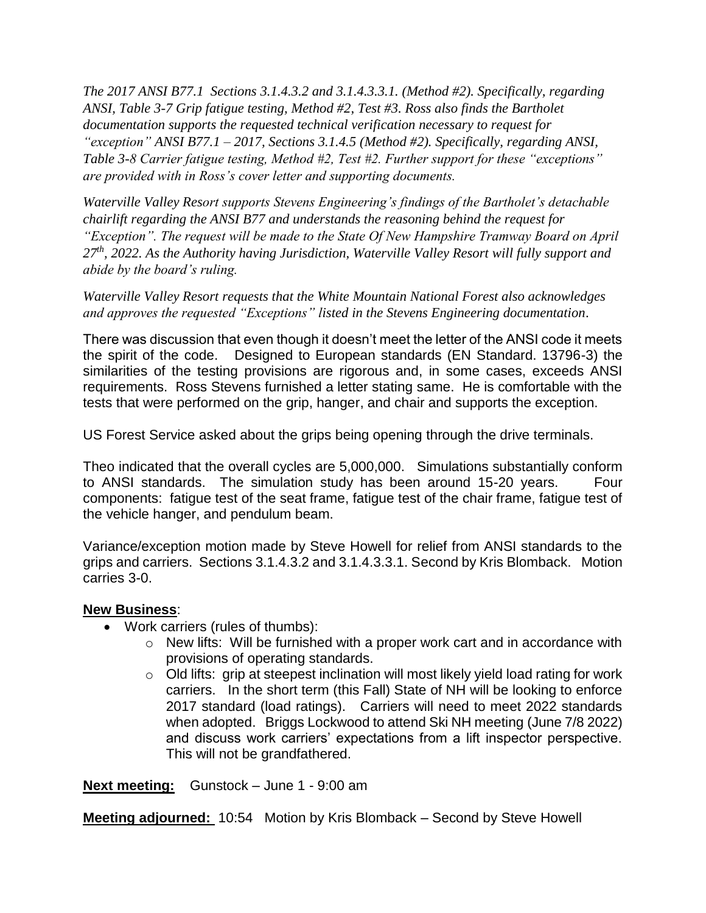*The 2017 ANSI B77.1 Sections 3.1.4.3.2 and 3.1.4.3.3.1. (Method #2). Specifically, regarding ANSI, Table 3-7 Grip fatigue testing, Method #2, Test #3. Ross also finds the Bartholet documentation supports the requested technical verification necessary to request for "exception" ANSI B77.1 – 2017, Sections 3.1.4.5 (Method #2). Specifically, regarding ANSI, Table 3-8 Carrier fatigue testing, Method #2, Test #2. Further support for these "exceptions" are provided with in Ross's cover letter and supporting documents.*

*Waterville Valley Resort supports Stevens Engineering's findings of the Bartholet's detachable chairlift regarding the ANSI B77 and understands the reasoning behind the request for "Exception". The request will be made to the State Of New Hampshire Tramway Board on April 27th, 2022. As the Authority having Jurisdiction, Waterville Valley Resort will fully support and abide by the board's ruling.*

*Waterville Valley Resort requests that the White Mountain National Forest also acknowledges and approves the requested "Exceptions" listed in the Stevens Engineering documentation.*

There was discussion that even though it doesn't meet the letter of the ANSI code it meets the spirit of the code. Designed to European standards (EN Standard. 13796-3) the similarities of the testing provisions are rigorous and, in some cases, exceeds ANSI requirements. Ross Stevens furnished a letter stating same. He is comfortable with the tests that were performed on the grip, hanger, and chair and supports the exception.

US Forest Service asked about the grips being opening through the drive terminals.

Theo indicated that the overall cycles are 5,000,000. Simulations substantially conform to ANSI standards. The simulation study has been around 15-20 years. Four components: fatigue test of the seat frame, fatigue test of the chair frame, fatigue test of the vehicle hanger, and pendulum beam.

Variance/exception motion made by Steve Howell for relief from ANSI standards to the grips and carriers. Sections 3.1.4.3.2 and 3.1.4.3.3.1. Second by Kris Blomback. Motion carries 3-0.

**New Business**:

- Work carriers (rules of thumbs):
  - New lifts: Will be furnished with a proper work cart and in accordance with provisions of operating standards.
  - Old lifts: grip at steepest inclination will most likely yield load rating for work carriers. In the short term (this Fall) State of NH will be looking to enforce 2017 standard (load ratings). Carriers will need to meet 2022 standards when adopted. Briggs Lockwood to attend Ski NH meeting (June 7/8 2022) and discuss work carriers' expectations from a lift inspector perspective. This will not be grandfathered.

**Next meeting:** Gunstock – June 1 - 9:00 am

**Meeting adjourned:** 10:54 Motion by Kris Blomback – Second by Steve Howell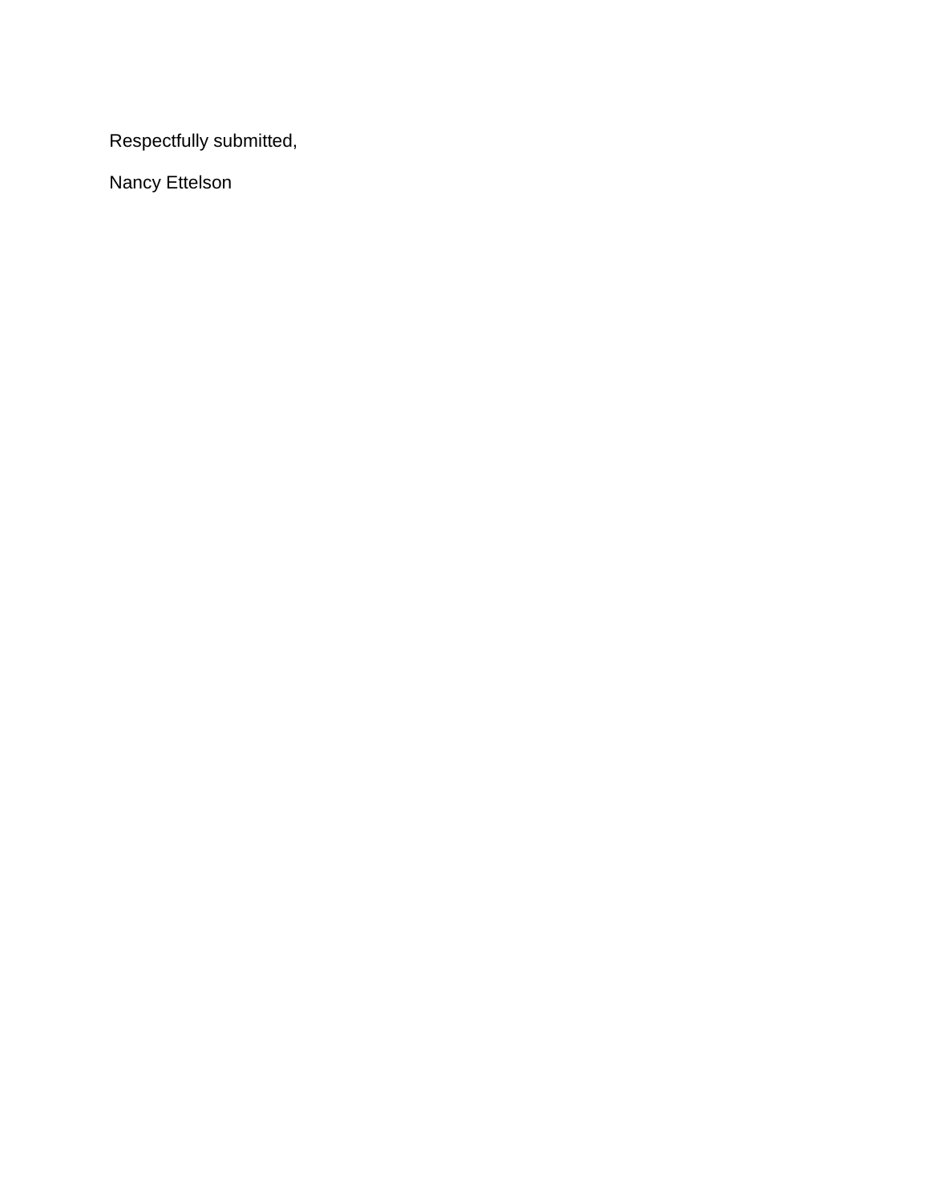Respectfully submitted,

Nancy Ettelson